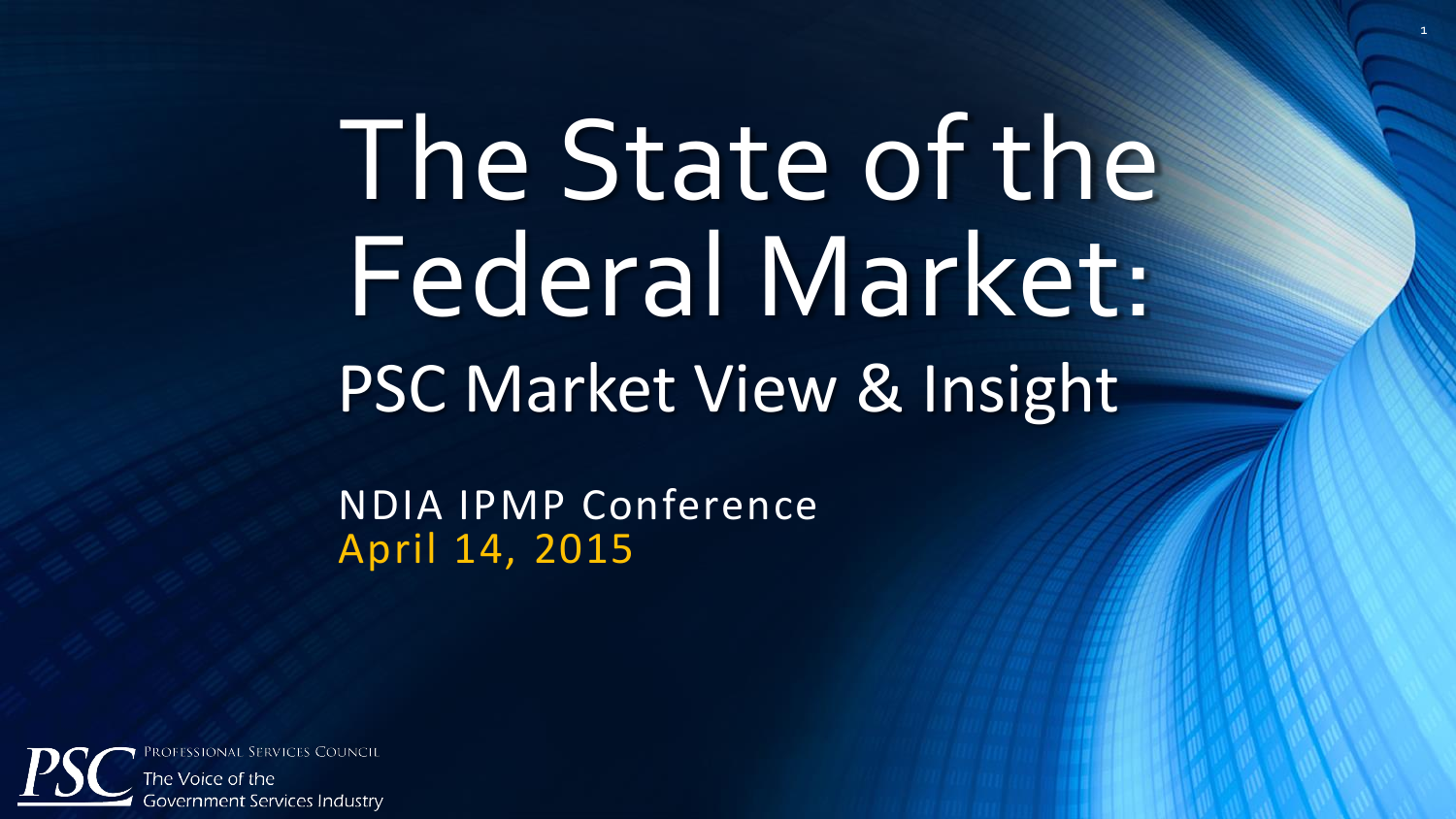# The State of the Federal Market:

## PSC Market View & Insight

NDIA IPMP Conference
April 14, 2015

PSC Professional Services Council
The Voice of the Government Services Industry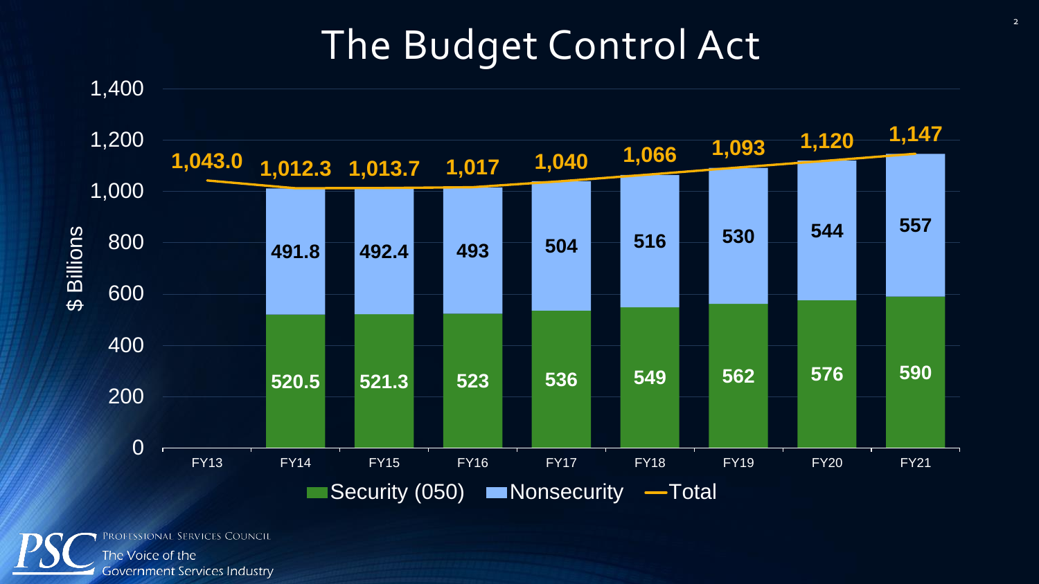# The Budget Control Act

| ($ Billions) | FY13 | FY14 | FY15 | FY16 | FY17 | FY18 | FY19 | FY20 | FY21 |
|---|---|---|---|---|---|---|---|---|---|
| Security (050) | | 520.5 | 521.3 | 523 | 536 | 549 | 562 | 576 | 590 |
| Nonsecurity | | 491.8 | 492.4 | 493 | 504 | 516 | 530 | 544 | 557 |
| Total | 1,043.0 | 1,012.3 | 1,013.7 | 1,017 | 1,040 | 1,066 | 1,093 | 1,120 | 1,147 |

Professional Services Council
The Voice of the Government Services Industry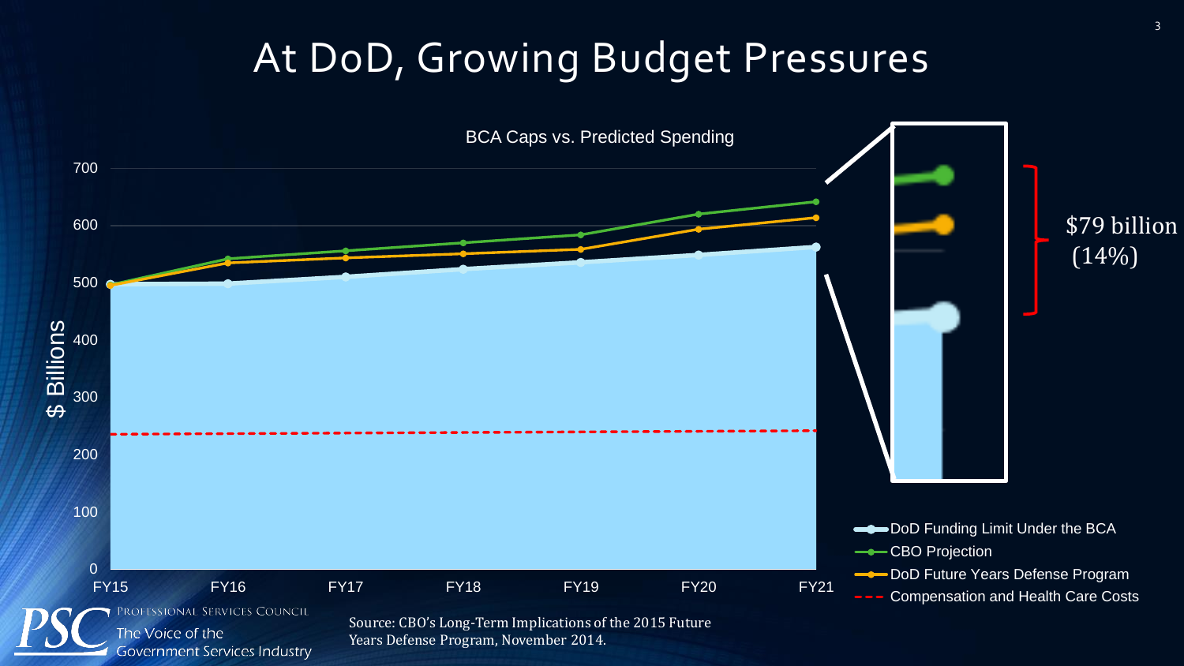# At DoD, Growing Budget Pressures

BCA Caps vs. Predicted Spending

$ Billions

700
600
500
400
300
200
100
0

FY15 FY16 FY17 FY18 FY19 FY20 FY21

$79 billion (14%)

- DoD Funding Limit Under the BCA
- CBO Projection
- DoD Future Years Defense Program
- Compensation and Health Care Costs

Source: CBO's Long-Term Implications of the 2015 Future Years Defense Program, November 2014.

PROFESSIONAL SERVICES COUNCIL
The Voice of the Government Services Industry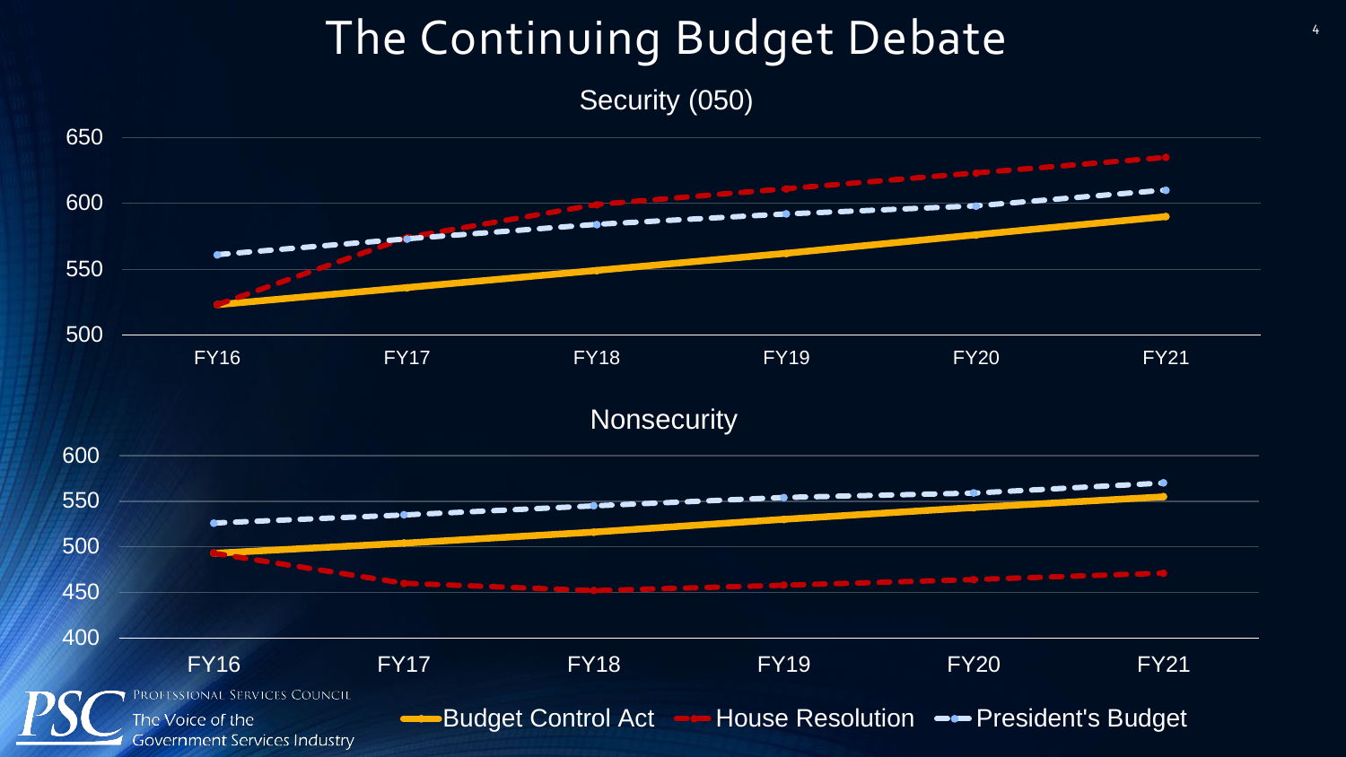# The Continuing Budget Debate

## Security (050)

| | FY16 | FY17 | FY18 | FY19 | FY20 | FY21 |
|---|---|---|---|---|---|---|

## Nonsecurity

| | FY16 | FY17 | FY18 | FY19 | FY20 | FY21 |
|---|---|---|---|---|---|---|

Budget Control Act | House Resolution | President's Budget

Professional Services Council
The Voice of the Government Services Industry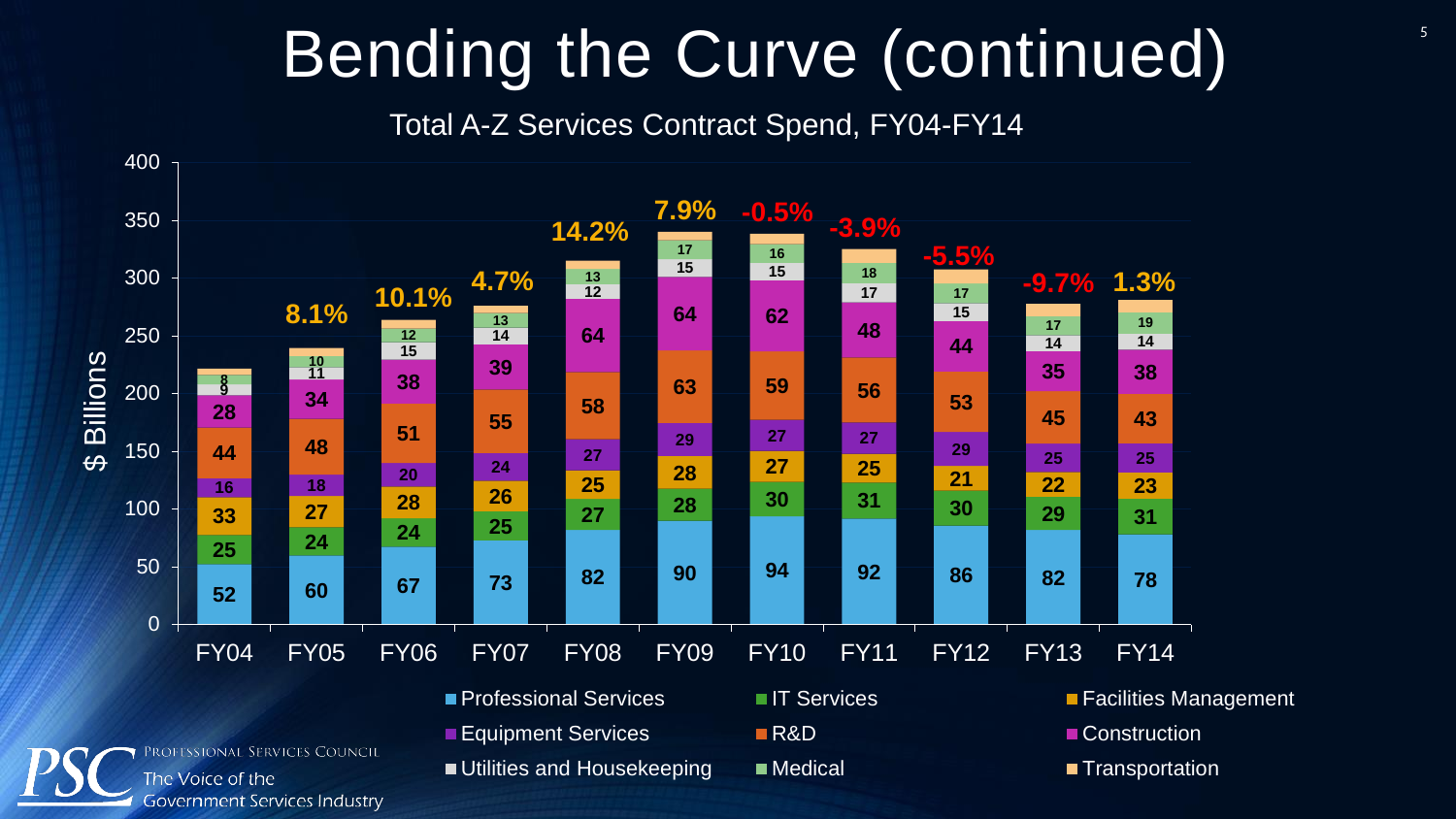# Bending the Curve (continued)

Total A-Z Services Contract Spend, FY04-FY14

$ Billions

| Category | FY04 | FY05 | FY06 | FY07 | FY08 | FY09 | FY10 | FY11 | FY12 | FY13 | FY14 |
|---|---|---|---|---|---|---|---|---|---|---|---|
| Professional Services | 52 | 60 | 67 | 73 | 82 | 90 | 94 | 92 | 86 | 82 | 78 |
| IT Services | 25 | 24 | 24 | 25 | 27 | 28 | 30 | 31 | 30 | 29 | 31 |
| Facilities Management | 33 | 27 | 28 | 26 | 25 | 28 | 27 | 25 | 21 | 22 | 23 |
| Equipment Services | 16 | 18 | 20 | 24 | 27 | 29 | 27 | 27 | 29 | 25 | 25 |
| R&D | 44 | 48 | 51 | 55 | 58 | 63 | 59 | 56 | 53 | 45 | 43 |
| Construction | 28 | 34 | 38 | 39 | 64 | 64 | 62 | 48 | 44 | 35 | 38 |
| Utilities and Housekeeping | 9 | 11 | 15 | 14 | 12 | 15 | 15 | 17 | 15 | 14 | 14 |
| Medical | 8 | 10 | 12 | 13 | 13 | 17 | 16 | 18 | 17 | 17 | 19 |
| Transportation | | | | | | | | | | | |
| Year-over-year change | | 8.1% | 10.1% | 4.7% | 14.2% | 7.9% | -0.5% | -3.9% | -5.5% | -9.7% | 1.3% |

PROFESSIONAL SERVICES COUNCIL
The Voice of the Government Services Industry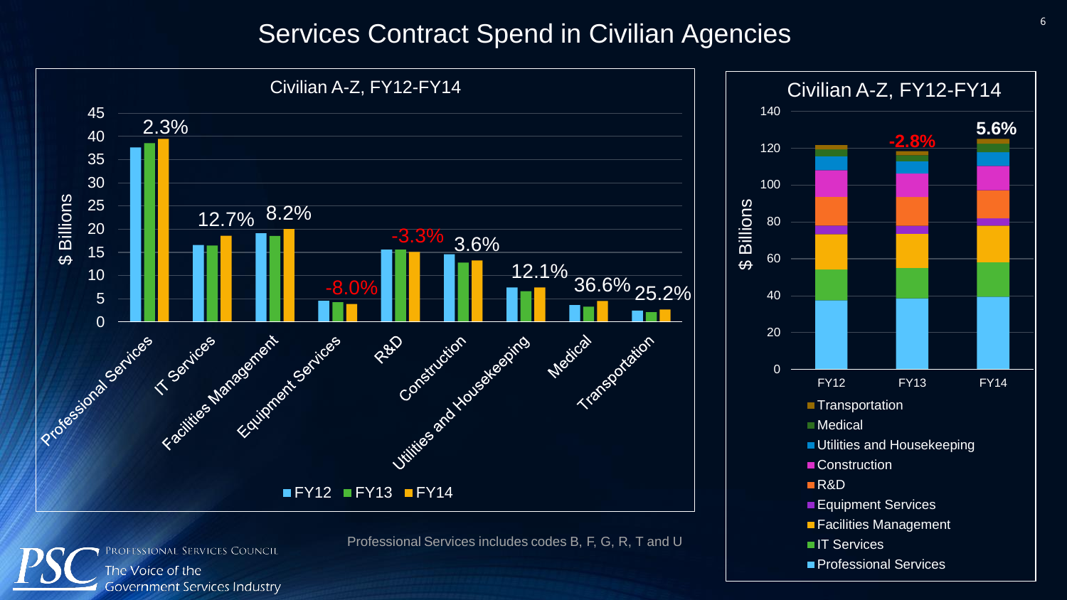# Services Contract Spend in Civilian Agencies

**Civilian A-Z, FY12-FY14**

| Category | FY12-FY14 Change |
|---|---|
| Professional Services | 2.3% |
| IT Services | 12.7% |
| Facilities Management | 8.2% |
| Equipment Services | -8.0% |
| R&D | -3.3% |
| Construction | 3.6% |
| Utilities and Housekeeping | 12.1% |
| Medical | 36.6% |
| Transportation | 25.2% |

$ Billions; FY12, FY13, FY14

**Civilian A-Z, FY12-FY14**

| Year | Change |
|---|---|
| FY13 | -2.8% |
| FY14 | 5.6% |

$ Billions. Legend: Transportation, Medical, Utilities and Housekeeping, Construction, R&D, Equipment Services, Facilities Management, IT Services, Professional Services

Professional Services includes codes B, F, G, R, T and U

PROFESSIONAL SERVICES COUNCIL
The Voice of the Government Services Industry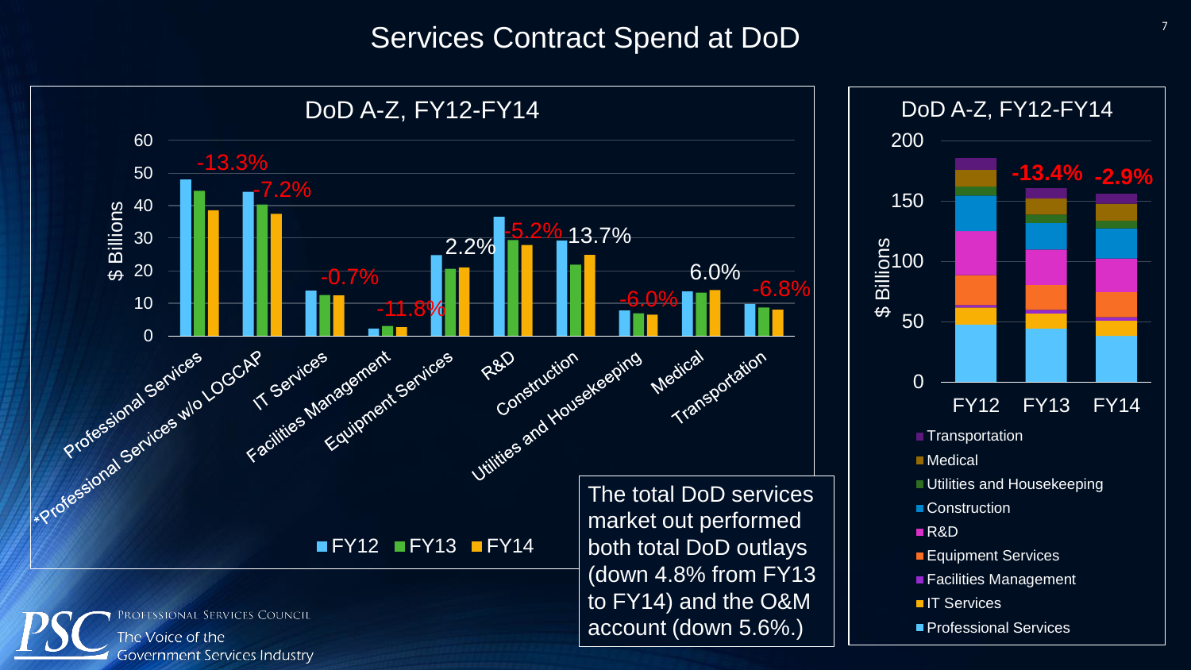# Services Contract Spend at DoD

## DoD A-Z, FY12-FY14

$ Billions (0–60)

| Category | Change |
| --- | --- |
| Professional Services | -13.3% |
| *Professional Services w/o LOGCAP | -7.2% |
| IT Services | -0.7% |
| Facilities Management | -11.8% |
| Equipment Services | 2.2% |
| R&D | -5.2% |
| Construction | 13.7% |
| Utilities and Housekeeping | -6.0% |
| Medical | 6.0% |
| Transportation | -6.8% |

FY12 | FY13 | FY14

## DoD A-Z, FY12-FY14

$ Billions (0–200)

| | FY12 | FY13 | FY14 |
| --- | --- | --- | --- |
| Change | | -13.4% | -2.9% |

Legend: Transportation, Medical, Utilities and Housekeeping, Construction, R&D, Equipment Services, Facilities Management, IT Services, Professional Services

The total DoD services market out performed both total DoD outlays (down 4.8% from FY13 to FY14) and the O&M account (down 5.6%.)

PROFESSIONAL SERVICES COUNCIL
The Voice of the Government Services Industry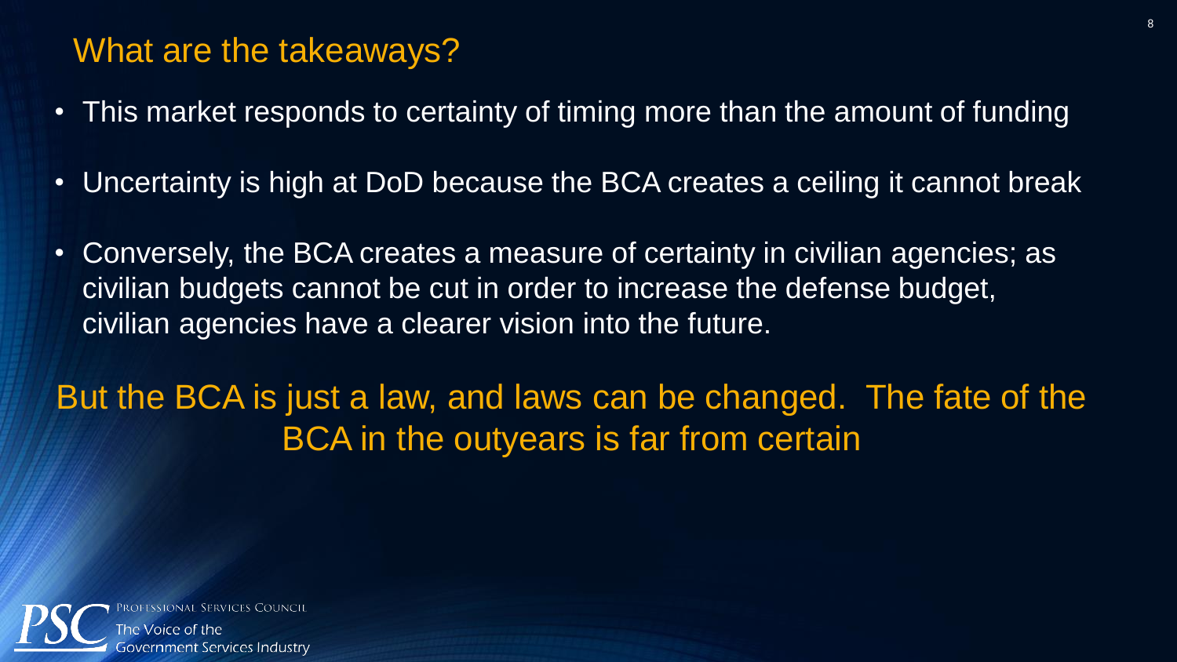## What are the takeaways?

- This market responds to certainty of timing more than the amount of funding
- Uncertainty is high at DoD because the BCA creates a ceiling it cannot break
- Conversely, the BCA creates a measure of certainty in civilian agencies; as civilian budgets cannot be cut in order to increase the defense budget, civilian agencies have a clearer vision into the future.

But the BCA is just a law, and laws can be changed. The fate of the BCA in the outyears is far from certain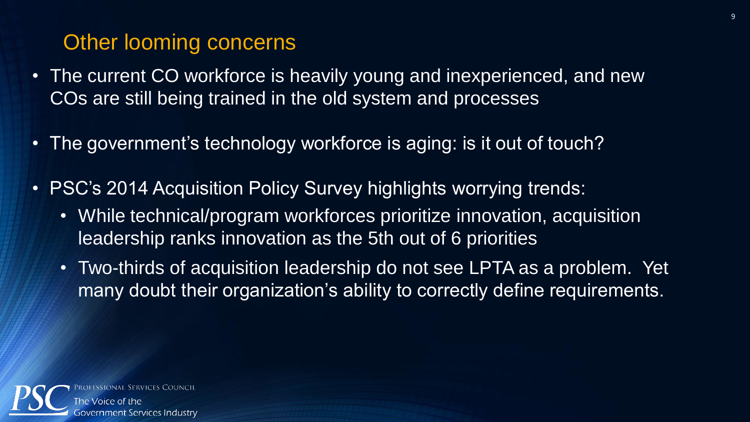## Other looming concerns

- The current CO workforce is heavily young and inexperienced, and new COs are still being trained in the old system and processes
- The government's technology workforce is aging: is it out of touch?
- PSC's 2014 Acquisition Policy Survey highlights worrying trends:
  - While technical/program workforces prioritize innovation, acquisition leadership ranks innovation as the 5th out of 6 priorities
  - Two-thirds of acquisition leadership do not see LPTA as a problem. Yet many doubt their organization's ability to correctly define requirements.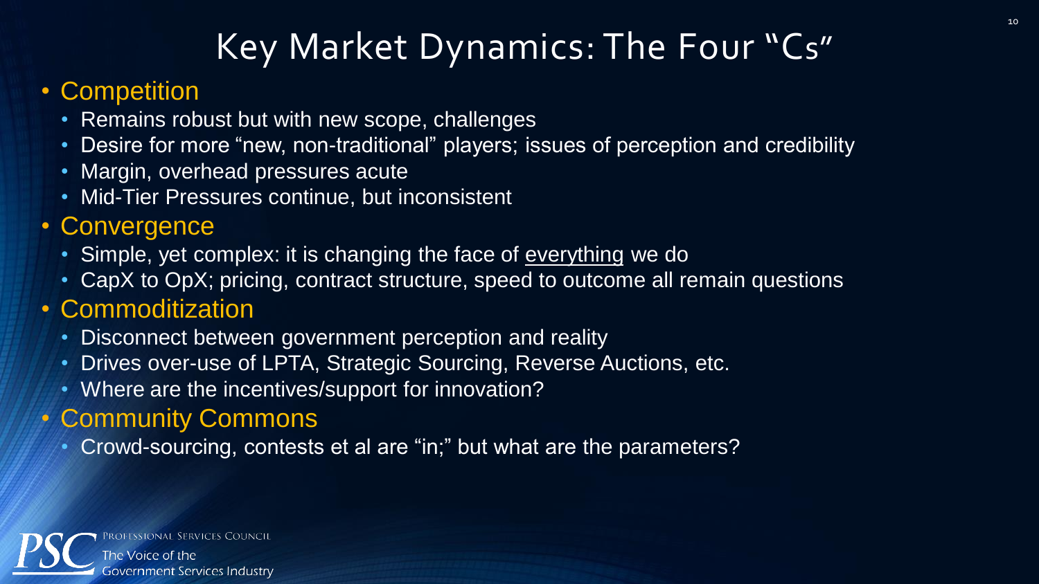# Key Market Dynamics: The Four "Cs"

- Competition
  - Remains robust but with new scope, challenges
  - Desire for more "new, non-traditional" players; issues of perception and credibility
  - Margin, overhead pressures acute
  - Mid-Tier Pressures continue, but inconsistent
- Convergence
  - Simple, yet complex: it is changing the face of <u>everything</u> we do
  - CapX to OpX; pricing, contract structure, speed to outcome all remain questions
- Commoditization
  - Disconnect between government perception and reality
  - Drives over-use of LPTA, Strategic Sourcing, Reverse Auctions, etc.
  - Where are the incentives/support for innovation?
- Community Commons
  - Crowd-sourcing, contests et al are "in;" but what are the parameters?

PSC Professional Services Council
The Voice of the Government Services Industry